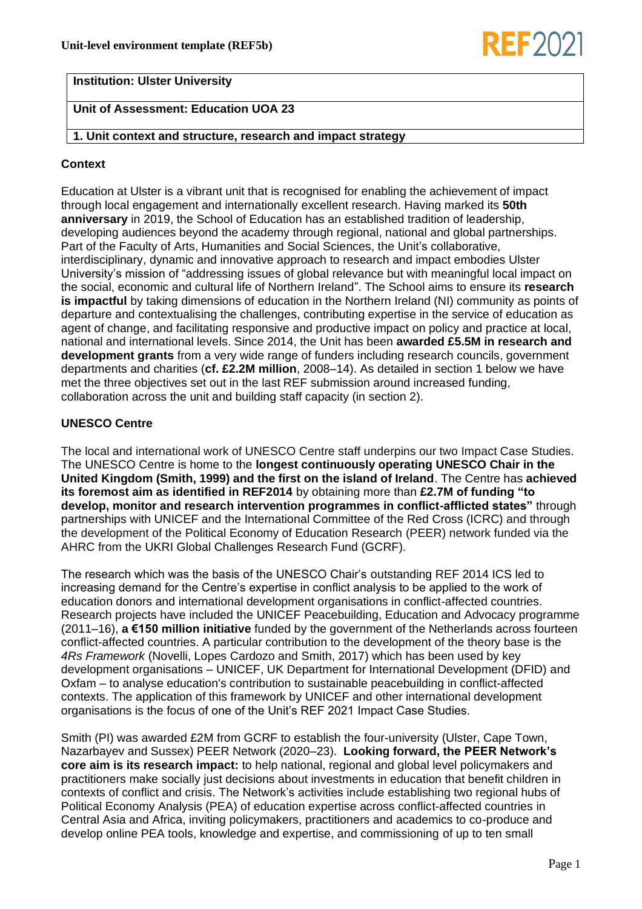**Unit-level environment template (REF5b)**

| **Institution: Ulster University** |
|---|
| **Unit of Assessment: Education UOA 23** |
| **1. Unit context and structure, research and impact strategy** |

### Context

Education at Ulster is a vibrant unit that is recognised for enabling the achievement of impact through local engagement and internationally excellent research. Having marked its **50th anniversary** in 2019, the School of Education has an established tradition of leadership, developing audiences beyond the academy through regional, national and global partnerships. Part of the Faculty of Arts, Humanities and Social Sciences, the Unit's collaborative, interdisciplinary, dynamic and innovative approach to research and impact embodies Ulster University's mission of "addressing issues of global relevance but with meaningful local impact on the social, economic and cultural life of Northern Ireland". The School aims to ensure its **research is impactful** by taking dimensions of education in the Northern Ireland (NI) community as points of departure and contextualising the challenges, contributing expertise in the service of education as agent of change, and facilitating responsive and productive impact on policy and practice at local, national and international levels. Since 2014, the Unit has been **awarded £5.5M in research and development grants** from a very wide range of funders including research councils, government departments and charities (**cf. £2.2M million**, 2008–14). As detailed in section 1 below we have met the three objectives set out in the last REF submission around increased funding, collaboration across the unit and building staff capacity (in section 2).

### UNESCO Centre

The local and international work of UNESCO Centre staff underpins our two Impact Case Studies. The UNESCO Centre is home to the **longest continuously operating UNESCO Chair in the United Kingdom (Smith, 1999) and the first on the island of Ireland**. The Centre has **achieved its foremost aim as identified in REF2014** by obtaining more than **£2.7M of funding "to develop, monitor and research intervention programmes in conflict-afflicted states"** through partnerships with UNICEF and the International Committee of the Red Cross (ICRC) and through the development of the Political Economy of Education Research (PEER) network funded via the AHRC from the UKRI Global Challenges Research Fund (GCRF).

The research which was the basis of the UNESCO Chair's outstanding REF 2014 ICS led to increasing demand for the Centre's expertise in conflict analysis to be applied to the work of education donors and international development organisations in conflict-affected countries. Research projects have included the UNICEF Peacebuilding, Education and Advocacy programme (2011–16), **a €150 million initiative** funded by the government of the Netherlands across fourteen conflict-affected countries. A particular contribution to the development of the theory base is the *4Rs Framework* (Novelli, Lopes Cardozo and Smith, 2017) which has been used by key development organisations – UNICEF, UK Department for International Development (DFID) and Oxfam – to analyse education's contribution to sustainable peacebuilding in conflict-affected contexts. The application of this framework by UNICEF and other international development organisations is the focus of one of the Unit's REF 2021 Impact Case Studies.

Smith (PI) was awarded £2M from GCRF to establish the four-university (Ulster, Cape Town, Nazarbayev and Sussex) PEER Network (2020–23). **Looking forward, the PEER Network's core aim is its research impact:** to help national, regional and global level policymakers and practitioners make socially just decisions about investments in education that benefit children in contexts of conflict and crisis. The Network's activities include establishing two regional hubs of Political Economy Analysis (PEA) of education expertise across conflict-affected countries in Central Asia and Africa, inviting policymakers, practitioners and academics to co-produce and develop online PEA tools, knowledge and expertise, and commissioning of up to ten small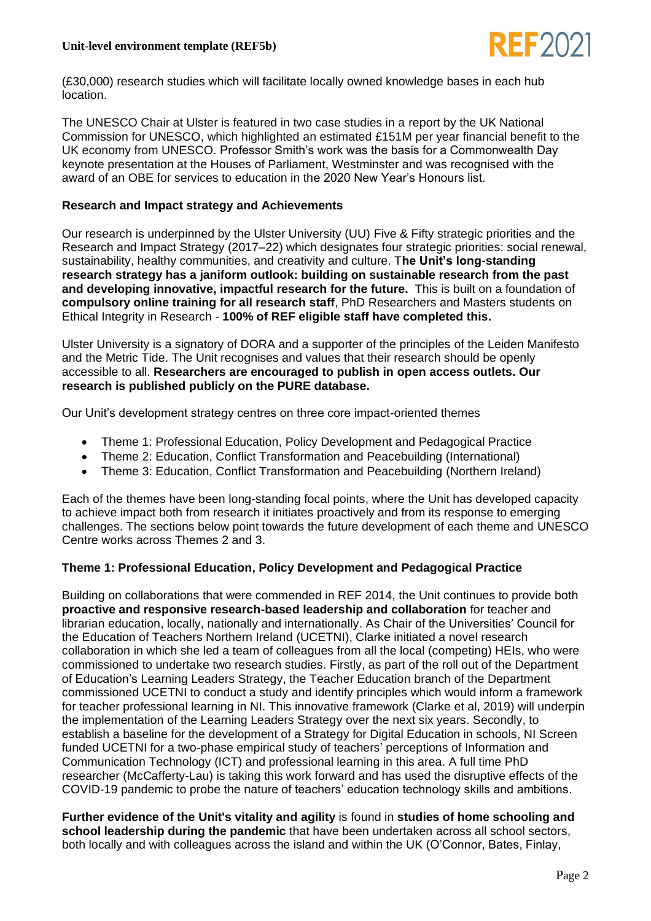(£30,000) research studies which will facilitate locally owned knowledge bases in each hub location.

The UNESCO Chair at Ulster is featured in two case studies in a report by the UK National Commission for UNESCO, which highlighted an estimated £151M per year financial benefit to the UK economy from UNESCO. Professor Smith's work was the basis for a Commonwealth Day keynote presentation at the Houses of Parliament, Westminster and was recognised with the award of an OBE for services to education in the 2020 New Year's Honours list.

**Research and Impact strategy and Achievements**

Our research is underpinned by the Ulster University (UU) Five & Fifty strategic priorities and the Research and Impact Strategy (2017–22) which designates four strategic priorities: social renewal, sustainability, healthy communities, and creativity and culture. T**he Unit's long-standing research strategy has a janiform outlook: building on sustainable research from the past and developing innovative, impactful research for the future.** This is built on a foundation of **compulsory online training for all research staff**, PhD Researchers and Masters students on Ethical Integrity in Research - **100% of REF eligible staff have completed this.**

Ulster University is a signatory of DORA and a supporter of the principles of the Leiden Manifesto and the Metric Tide. The Unit recognises and values that their research should be openly accessible to all. **Researchers are encouraged to publish in open access outlets. Our research is published publicly on the PURE database.**

Our Unit's development strategy centres on three core impact-oriented themes

- Theme 1: Professional Education, Policy Development and Pedagogical Practice
- Theme 2: Education, Conflict Transformation and Peacebuilding (International)
- Theme 3: Education, Conflict Transformation and Peacebuilding (Northern Ireland)

Each of the themes have been long-standing focal points, where the Unit has developed capacity to achieve impact both from research it initiates proactively and from its response to emerging challenges. The sections below point towards the future development of each theme and UNESCO Centre works across Themes 2 and 3.

**Theme 1: Professional Education, Policy Development and Pedagogical Practice**

Building on collaborations that were commended in REF 2014, the Unit continues to provide both **proactive and responsive research-based leadership and collaboration** for teacher and librarian education, locally, nationally and internationally. As Chair of the Universities' Council for the Education of Teachers Northern Ireland (UCETNI), Clarke initiated a novel research collaboration in which she led a team of colleagues from all the local (competing) HEIs, who were commissioned to undertake two research studies. Firstly, as part of the roll out of the Department of Education's Learning Leaders Strategy, the Teacher Education branch of the Department commissioned UCETNI to conduct a study and identify principles which would inform a framework for teacher professional learning in NI. This innovative framework (Clarke et al, 2019) will underpin the implementation of the Learning Leaders Strategy over the next six years. Secondly, to establish a baseline for the development of a Strategy for Digital Education in schools, NI Screen funded UCETNI for a two-phase empirical study of teachers' perceptions of Information and Communication Technology (ICT) and professional learning in this area. A full time PhD researcher (McCafferty-Lau) is taking this work forward and has used the disruptive effects of the COVID-19 pandemic to probe the nature of teachers' education technology skills and ambitions.

**Further evidence of the Unit's vitality and agility** is found in **studies of home schooling and school leadership during the pandemic** that have been undertaken across all school sectors, both locally and with colleagues across the island and within the UK (O'Connor, Bates, Finlay,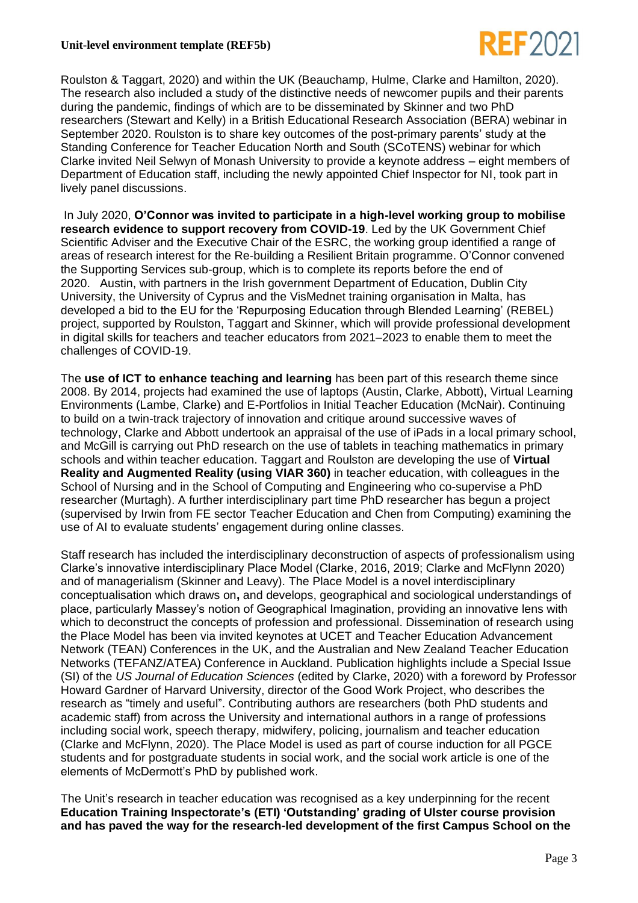Roulston & Taggart, 2020) and within the UK (Beauchamp, Hulme, Clarke and Hamilton, 2020). The research also included a study of the distinctive needs of newcomer pupils and their parents during the pandemic, findings of which are to be disseminated by Skinner and two PhD researchers (Stewart and Kelly) in a British Educational Research Association (BERA) webinar in September 2020. Roulston is to share key outcomes of the post-primary parents' study at the Standing Conference for Teacher Education North and South (SCoTENS) webinar for which Clarke invited Neil Selwyn of Monash University to provide a keynote address – eight members of Department of Education staff, including the newly appointed Chief Inspector for NI, took part in lively panel discussions.

In July 2020, **O'Connor was invited to participate in a high-level working group to mobilise research evidence to support recovery from COVID-19**. Led by the UK Government Chief Scientific Adviser and the Executive Chair of the ESRC, the working group identified a range of areas of research interest for the Re-building a Resilient Britain programme. O'Connor convened the Supporting Services sub-group, which is to complete its reports before the end of 2020. Austin, with partners in the Irish government Department of Education, Dublin City University, the University of Cyprus and the VisMednet training organisation in Malta, has developed a bid to the EU for the 'Repurposing Education through Blended Learning' (REBEL) project, supported by Roulston, Taggart and Skinner, which will provide professional development in digital skills for teachers and teacher educators from 2021–2023 to enable them to meet the challenges of COVID-19.

The **use of ICT to enhance teaching and learning** has been part of this research theme since 2008. By 2014, projects had examined the use of laptops (Austin, Clarke, Abbott), Virtual Learning Environments (Lambe, Clarke) and E-Portfolios in Initial Teacher Education (McNair). Continuing to build on a twin-track trajectory of innovation and critique around successive waves of technology, Clarke and Abbott undertook an appraisal of the use of iPads in a local primary school, and McGill is carrying out PhD research on the use of tablets in teaching mathematics in primary schools and within teacher education. Taggart and Roulston are developing the use of **Virtual Reality and Augmented Reality (using VIAR 360)** in teacher education, with colleagues in the School of Nursing and in the School of Computing and Engineering who co-supervise a PhD researcher (Murtagh). A further interdisciplinary part time PhD researcher has begun a project (supervised by Irwin from FE sector Teacher Education and Chen from Computing) examining the use of AI to evaluate students' engagement during online classes.

Staff research has included the interdisciplinary deconstruction of aspects of professionalism using Clarke's innovative interdisciplinary Place Model (Clarke, 2016, 2019; Clarke and McFlynn 2020) and of managerialism (Skinner and Leavy). The Place Model is a novel interdisciplinary conceptualisation which draws on**,** and develops, geographical and sociological understandings of place, particularly Massey's notion of Geographical Imagination, providing an innovative lens with which to deconstruct the concepts of profession and professional. Dissemination of research using the Place Model has been via invited keynotes at UCET and Teacher Education Advancement Network (TEAN) Conferences in the UK, and the Australian and New Zealand Teacher Education Networks (TEFANZ/ATEA) Conference in Auckland. Publication highlights include a Special Issue (SI) of the *US Journal of Education Sciences* (edited by Clarke, 2020) with a foreword by Professor Howard Gardner of Harvard University, director of the Good Work Project, who describes the research as "timely and useful". Contributing authors are researchers (both PhD students and academic staff) from across the University and international authors in a range of professions including social work, speech therapy, midwifery, policing, journalism and teacher education (Clarke and McFlynn, 2020). The Place Model is used as part of course induction for all PGCE students and for postgraduate students in social work, and the social work article is one of the elements of McDermott's PhD by published work.

The Unit's research in teacher education was recognised as a key underpinning for the recent **Education Training Inspectorate's (ETI) 'Outstanding' grading of Ulster course provision and has paved the way for the research-led development of the first Campus School on the**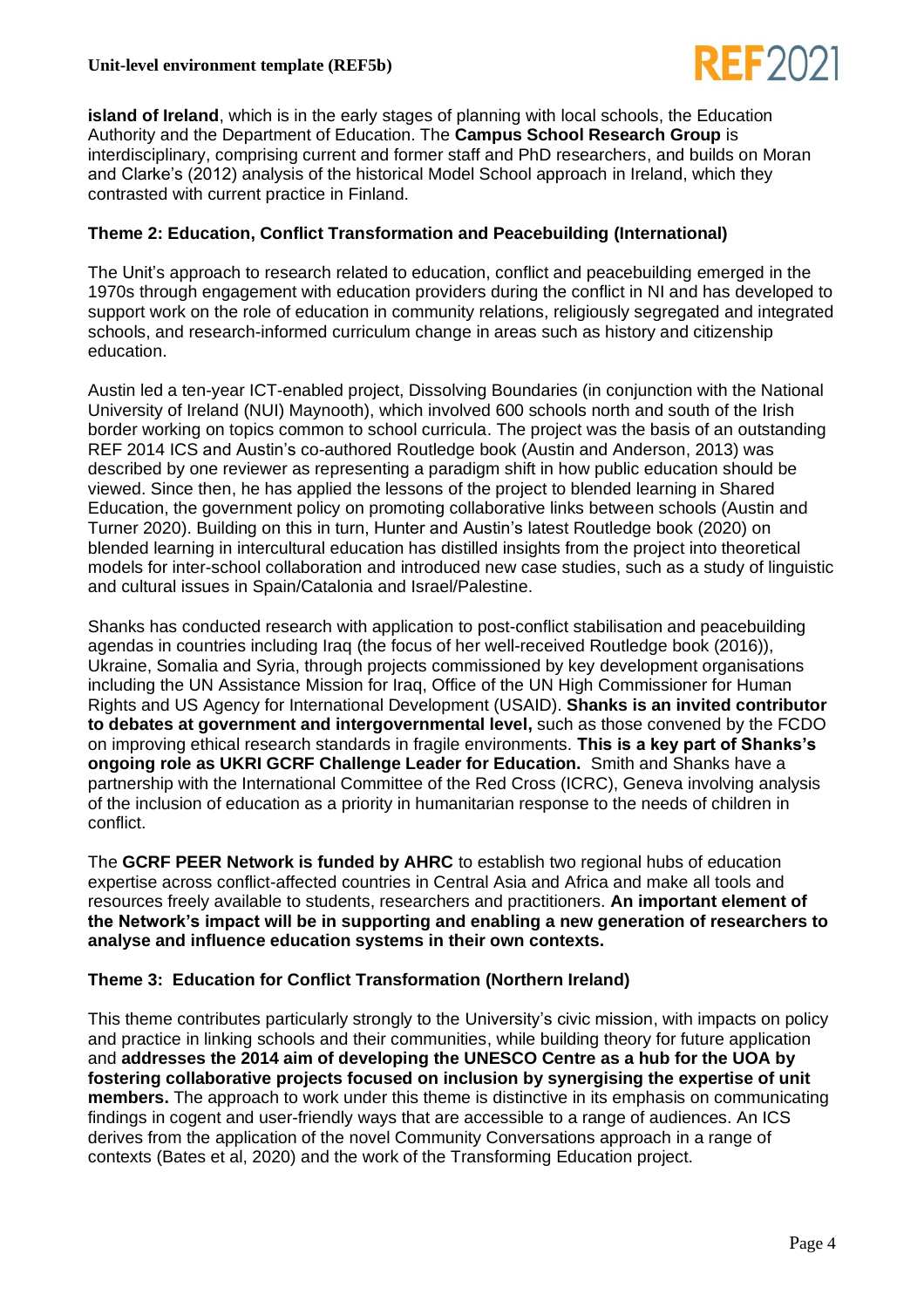**island of Ireland**, which is in the early stages of planning with local schools, the Education Authority and the Department of Education. The **Campus School Research Group** is interdisciplinary, comprising current and former staff and PhD researchers, and builds on Moran and Clarke's (2012) analysis of the historical Model School approach in Ireland, which they contrasted with current practice in Finland.

**Theme 2: Education, Conflict Transformation and Peacebuilding (International)**

The Unit's approach to research related to education, conflict and peacebuilding emerged in the 1970s through engagement with education providers during the conflict in NI and has developed to support work on the role of education in community relations, religiously segregated and integrated schools, and research-informed curriculum change in areas such as history and citizenship education.

Austin led a ten-year ICT-enabled project, Dissolving Boundaries (in conjunction with the National University of Ireland (NUI) Maynooth), which involved 600 schools north and south of the Irish border working on topics common to school curricula. The project was the basis of an outstanding REF 2014 ICS and Austin's co-authored Routledge book (Austin and Anderson, 2013) was described by one reviewer as representing a paradigm shift in how public education should be viewed. Since then, he has applied the lessons of the project to blended learning in Shared Education, the government policy on promoting collaborative links between schools (Austin and Turner 2020). Building on this in turn, Hunter and Austin's latest Routledge book (2020) on blended learning in intercultural education has distilled insights from the project into theoretical models for inter-school collaboration and introduced new case studies, such as a study of linguistic and cultural issues in Spain/Catalonia and Israel/Palestine.

Shanks has conducted research with application to post-conflict stabilisation and peacebuilding agendas in countries including Iraq (the focus of her well-received Routledge book (2016)), Ukraine, Somalia and Syria, through projects commissioned by key development organisations including the UN Assistance Mission for Iraq, Office of the UN High Commissioner for Human Rights and US Agency for International Development (USAID). **Shanks is an invited contributor to debates at government and intergovernmental level,** such as those convened by the FCDO on improving ethical research standards in fragile environments. **This is a key part of Shanks's ongoing role as UKRI GCRF Challenge Leader for Education.** Smith and Shanks have a partnership with the International Committee of the Red Cross (ICRC), Geneva involving analysis of the inclusion of education as a priority in humanitarian response to the needs of children in conflict.

The **GCRF PEER Network is funded by AHRC** to establish two regional hubs of education expertise across conflict-affected countries in Central Asia and Africa and make all tools and resources freely available to students, researchers and practitioners. **An important element of the Network's impact will be in supporting and enabling a new generation of researchers to analyse and influence education systems in their own contexts.**

**Theme 3: Education for Conflict Transformation (Northern Ireland)**

This theme contributes particularly strongly to the University's civic mission, with impacts on policy and practice in linking schools and their communities, while building theory for future application and **addresses the 2014 aim of developing the UNESCO Centre as a hub for the UOA by fostering collaborative projects focused on inclusion by synergising the expertise of unit members.** The approach to work under this theme is distinctive in its emphasis on communicating findings in cogent and user-friendly ways that are accessible to a range of audiences. An ICS derives from the application of the novel Community Conversations approach in a range of contexts (Bates et al, 2020) and the work of the Transforming Education project.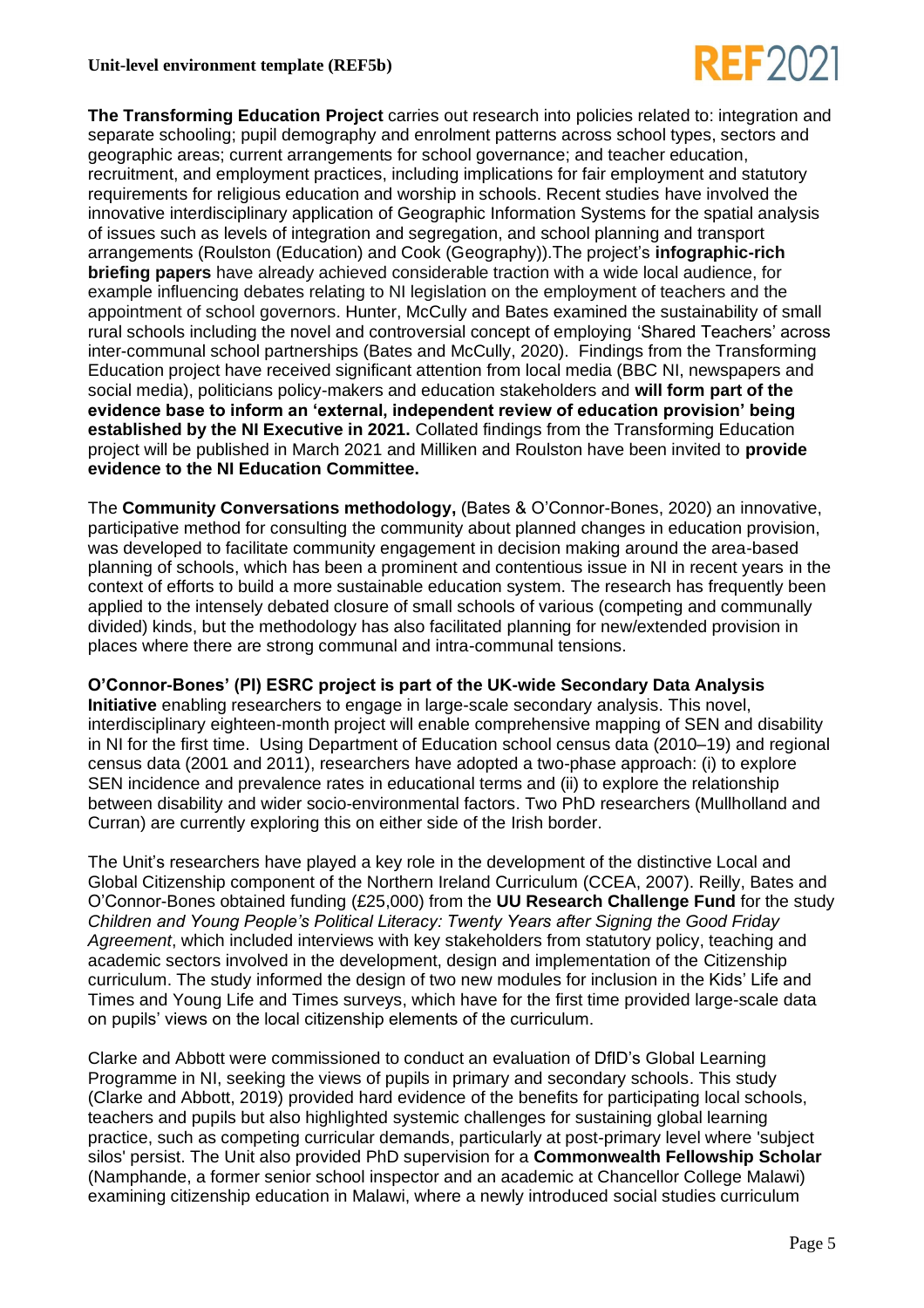**The Transforming Education Project** carries out research into policies related to: integration and separate schooling; pupil demography and enrolment patterns across school types, sectors and geographic areas; current arrangements for school governance; and teacher education, recruitment, and employment practices, including implications for fair employment and statutory requirements for religious education and worship in schools. Recent studies have involved the innovative interdisciplinary application of Geographic Information Systems for the spatial analysis of issues such as levels of integration and segregation, and school planning and transport arrangements (Roulston (Education) and Cook (Geography)).The project's **infographic-rich briefing papers** have already achieved considerable traction with a wide local audience, for example influencing debates relating to NI legislation on the employment of teachers and the appointment of school governors. Hunter, McCully and Bates examined the sustainability of small rural schools including the novel and controversial concept of employing 'Shared Teachers' across inter-communal school partnerships (Bates and McCully, 2020). Findings from the Transforming Education project have received significant attention from local media (BBC NI, newspapers and social media), politicians policy-makers and education stakeholders and **will form part of the evidence base to inform an 'external, independent review of education provision' being established by the NI Executive in 2021.** Collated findings from the Transforming Education project will be published in March 2021 and Milliken and Roulston have been invited to **provide evidence to the NI Education Committee.**

The **Community Conversations methodology,** (Bates & O'Connor-Bones, 2020) an innovative, participative method for consulting the community about planned changes in education provision, was developed to facilitate community engagement in decision making around the area-based planning of schools, which has been a prominent and contentious issue in NI in recent years in the context of efforts to build a more sustainable education system. The research has frequently been applied to the intensely debated closure of small schools of various (competing and communally divided) kinds, but the methodology has also facilitated planning for new/extended provision in places where there are strong communal and intra-communal tensions.

**O'Connor-Bones' (PI) ESRC project is part of the UK-wide Secondary Data Analysis Initiative** enabling researchers to engage in large-scale secondary analysis. This novel, interdisciplinary eighteen-month project will enable comprehensive mapping of SEN and disability in NI for the first time. Using Department of Education school census data (2010–19) and regional census data (2001 and 2011), researchers have adopted a two-phase approach: (i) to explore SEN incidence and prevalence rates in educational terms and (ii) to explore the relationship between disability and wider socio-environmental factors. Two PhD researchers (Mullholland and Curran) are currently exploring this on either side of the Irish border.

The Unit's researchers have played a key role in the development of the distinctive Local and Global Citizenship component of the Northern Ireland Curriculum (CCEA, 2007). Reilly, Bates and O'Connor-Bones obtained funding (£25,000) from the **UU Research Challenge Fund** for the study *Children and Young People's Political Literacy: Twenty Years after Signing the Good Friday Agreement*, which included interviews with key stakeholders from statutory policy, teaching and academic sectors involved in the development, design and implementation of the Citizenship curriculum. The study informed the design of two new modules for inclusion in the Kids' Life and Times and Young Life and Times surveys, which have for the first time provided large-scale data on pupils' views on the local citizenship elements of the curriculum.

Clarke and Abbott were commissioned to conduct an evaluation of DfID's Global Learning Programme in NI, seeking the views of pupils in primary and secondary schools. This study (Clarke and Abbott, 2019) provided hard evidence of the benefits for participating local schools, teachers and pupils but also highlighted systemic challenges for sustaining global learning practice, such as competing curricular demands, particularly at post-primary level where 'subject silos' persist. The Unit also provided PhD supervision for a **Commonwealth Fellowship Scholar** (Namphande, a former senior school inspector and an academic at Chancellor College Malawi) examining citizenship education in Malawi, where a newly introduced social studies curriculum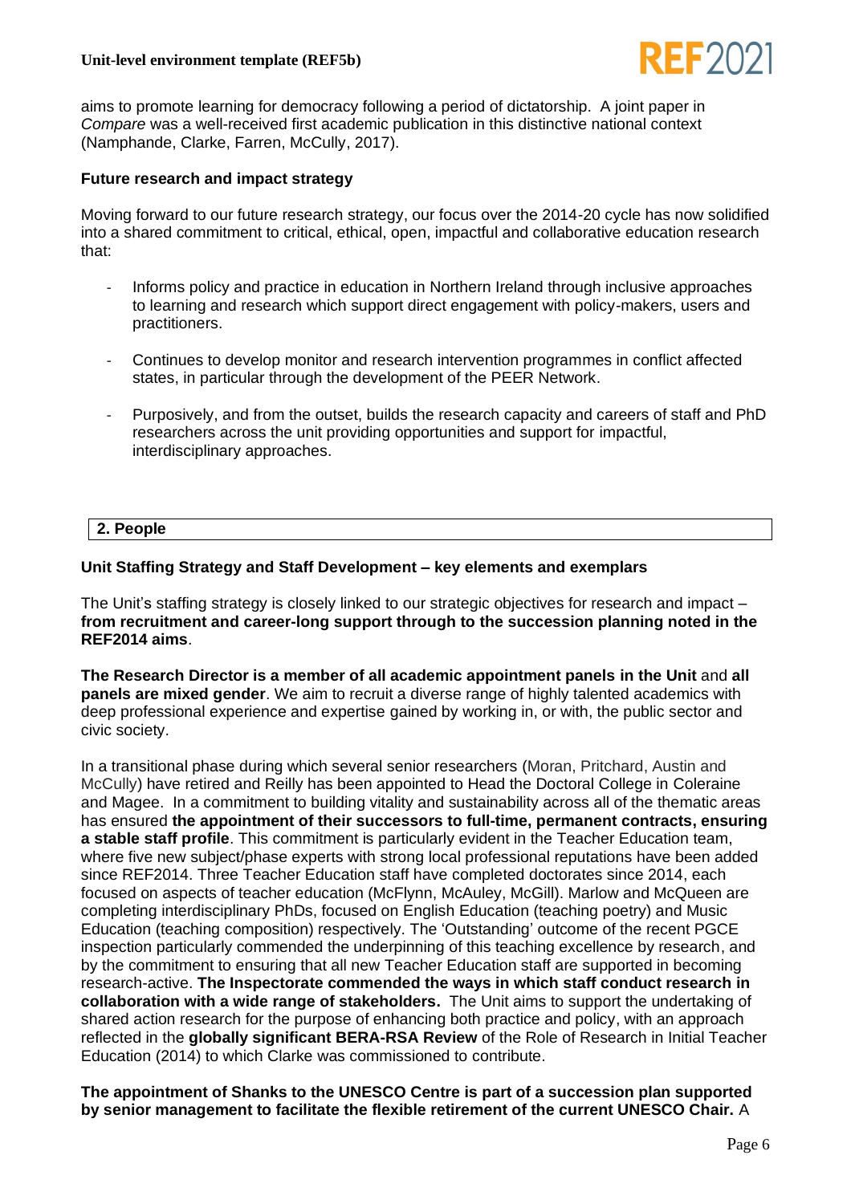aims to promote learning for democracy following a period of dictatorship. A joint paper in *Compare* was a well-received first academic publication in this distinctive national context (Namphande, Clarke, Farren, McCully, 2017).

**Future research and impact strategy**

Moving forward to our future research strategy, our focus over the 2014-20 cycle has now solidified into a shared commitment to critical, ethical, open, impactful and collaborative education research that:

- Informs policy and practice in education in Northern Ireland through inclusive approaches to learning and research which support direct engagement with policy-makers, users and practitioners.

- Continues to develop monitor and research intervention programmes in conflict affected states, in particular through the development of the PEER Network.

- Purposively, and from the outset, builds the research capacity and careers of staff and PhD researchers across the unit providing opportunities and support for impactful, interdisciplinary approaches.

## 2. People

**Unit Staffing Strategy and Staff Development – key elements and exemplars**

The Unit's staffing strategy is closely linked to our strategic objectives for research and impact – **from recruitment and career-long support through to the succession planning noted in the REF2014 aims**.

**The Research Director is a member of all academic appointment panels in the Unit** and **all panels are mixed gender**. We aim to recruit a diverse range of highly talented academics with deep professional experience and expertise gained by working in, or with, the public sector and civic society.

In a transitional phase during which several senior researchers (Moran, Pritchard, Austin and McCully) have retired and Reilly has been appointed to Head the Doctoral College in Coleraine and Magee. In a commitment to building vitality and sustainability across all of the thematic areas has ensured **the appointment of their successors to full-time, permanent contracts, ensuring a stable staff profile**. This commitment is particularly evident in the Teacher Education team, where five new subject/phase experts with strong local professional reputations have been added since REF2014. Three Teacher Education staff have completed doctorates since 2014, each focused on aspects of teacher education (McFlynn, McAuley, McGill). Marlow and McQueen are completing interdisciplinary PhDs, focused on English Education (teaching poetry) and Music Education (teaching composition) respectively. The 'Outstanding' outcome of the recent PGCE inspection particularly commended the underpinning of this teaching excellence by research, and by the commitment to ensuring that all new Teacher Education staff are supported in becoming research-active. **The Inspectorate commended the ways in which staff conduct research in collaboration with a wide range of stakeholders.** The Unit aims to support the undertaking of shared action research for the purpose of enhancing both practice and policy, with an approach reflected in the **globally significant BERA-RSA Review** of the Role of Research in Initial Teacher Education (2014) to which Clarke was commissioned to contribute.

**The appointment of Shanks to the UNESCO Centre is part of a succession plan supported by senior management to facilitate the flexible retirement of the current UNESCO Chair.** A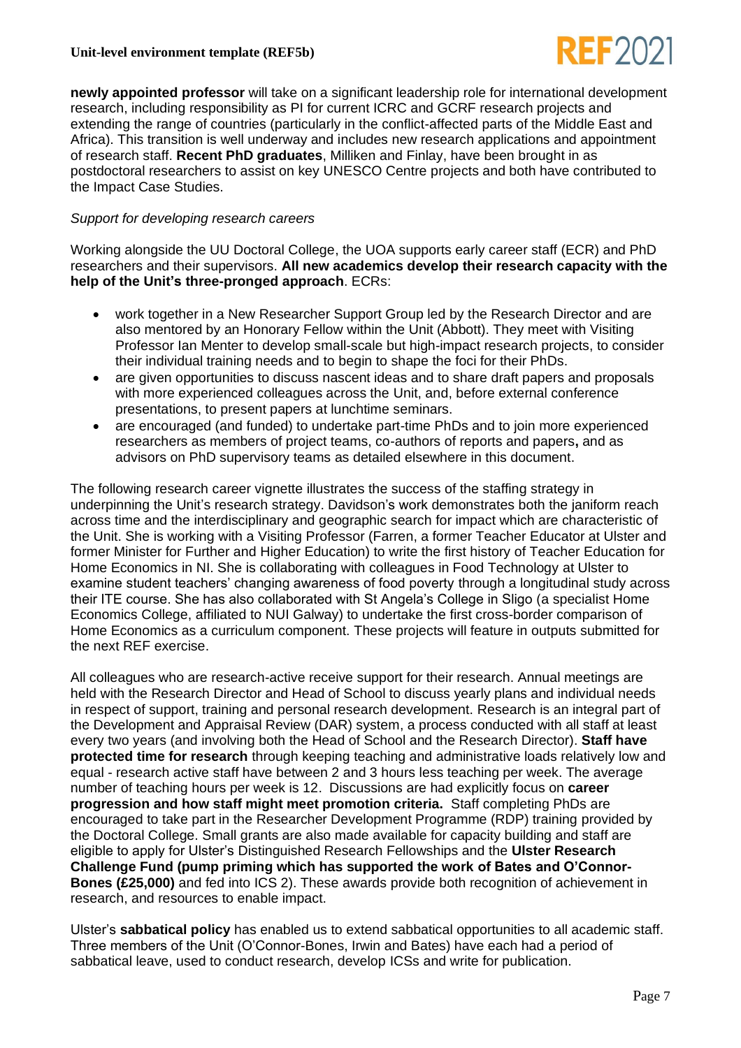**newly appointed professor** will take on a significant leadership role for international development research, including responsibility as PI for current ICRC and GCRF research projects and extending the range of countries (particularly in the conflict-affected parts of the Middle East and Africa). This transition is well underway and includes new research applications and appointment of research staff. **Recent PhD graduates**, Milliken and Finlay, have been brought in as postdoctoral researchers to assist on key UNESCO Centre projects and both have contributed to the Impact Case Studies.

*Support for developing research careers*

Working alongside the UU Doctoral College, the UOA supports early career staff (ECR) and PhD researchers and their supervisors. **All new academics develop their research capacity with the help of the Unit's three-pronged approach**. ECRs:

- work together in a New Researcher Support Group led by the Research Director and are also mentored by an Honorary Fellow within the Unit (Abbott). They meet with Visiting Professor Ian Menter to develop small-scale but high-impact research projects, to consider their individual training needs and to begin to shape the foci for their PhDs.
- are given opportunities to discuss nascent ideas and to share draft papers and proposals with more experienced colleagues across the Unit, and, before external conference presentations, to present papers at lunchtime seminars.
- are encouraged (and funded) to undertake part-time PhDs and to join more experienced researchers as members of project teams, co-authors of reports and papers**,** and as advisors on PhD supervisory teams as detailed elsewhere in this document.

The following research career vignette illustrates the success of the staffing strategy in underpinning the Unit's research strategy. Davidson's work demonstrates both the janiform reach across time and the interdisciplinary and geographic search for impact which are characteristic of the Unit. She is working with a Visiting Professor (Farren, a former Teacher Educator at Ulster and former Minister for Further and Higher Education) to write the first history of Teacher Education for Home Economics in NI. She is collaborating with colleagues in Food Technology at Ulster to examine student teachers' changing awareness of food poverty through a longitudinal study across their ITE course. She has also collaborated with St Angela's College in Sligo (a specialist Home Economics College, affiliated to NUI Galway) to undertake the first cross-border comparison of Home Economics as a curriculum component. These projects will feature in outputs submitted for the next REF exercise.

All colleagues who are research-active receive support for their research. Annual meetings are held with the Research Director and Head of School to discuss yearly plans and individual needs in respect of support, training and personal research development. Research is an integral part of the Development and Appraisal Review (DAR) system, a process conducted with all staff at least every two years (and involving both the Head of School and the Research Director). **Staff have protected time for research** through keeping teaching and administrative loads relatively low and equal - research active staff have between 2 and 3 hours less teaching per week. The average number of teaching hours per week is 12. Discussions are had explicitly focus on **career progression and how staff might meet promotion criteria.** Staff completing PhDs are encouraged to take part in the Researcher Development Programme (RDP) training provided by the Doctoral College. Small grants are also made available for capacity building and staff are eligible to apply for Ulster's Distinguished Research Fellowships and the **Ulster Research Challenge Fund (pump priming which has supported the work of Bates and O'Connor-Bones (£25,000)** and fed into ICS 2). These awards provide both recognition of achievement in research, and resources to enable impact.

Ulster's **sabbatical policy** has enabled us to extend sabbatical opportunities to all academic staff. Three members of the Unit (O'Connor-Bones, Irwin and Bates) have each had a period of sabbatical leave, used to conduct research, develop ICSs and write for publication.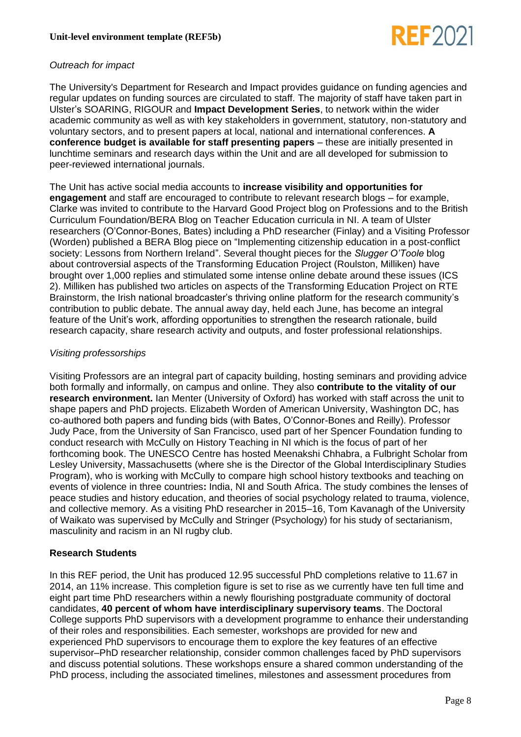*Outreach for impact*

The University's Department for Research and Impact provides guidance on funding agencies and regular updates on funding sources are circulated to staff. The majority of staff have taken part in Ulster's SOARING, RIGOUR and **Impact Development Series**, to network within the wider academic community as well as with key stakeholders in government, statutory, non-statutory and voluntary sectors, and to present papers at local, national and international conferences. **A conference budget is available for staff presenting papers** – these are initially presented in lunchtime seminars and research days within the Unit and are all developed for submission to peer-reviewed international journals.

The Unit has active social media accounts to **increase visibility and opportunities for engagement** and staff are encouraged to contribute to relevant research blogs – for example, Clarke was invited to contribute to the Harvard Good Project blog on Professions and to the British Curriculum Foundation/BERA Blog on Teacher Education curricula in NI. A team of Ulster researchers (O'Connor-Bones, Bates) including a PhD researcher (Finlay) and a Visiting Professor (Worden) published a BERA Blog piece on "Implementing citizenship education in a post-conflict society: Lessons from Northern Ireland". Several thought pieces for the *Slugger O'Toole* blog about controversial aspects of the Transforming Education Project (Roulston, Milliken) have brought over 1,000 replies and stimulated some intense online debate around these issues (ICS 2). Milliken has published two articles on aspects of the Transforming Education Project on RTE Brainstorm, the Irish national broadcaster's thriving online platform for the research community's contribution to public debate. The annual away day, held each June, has become an integral feature of the Unit's work, affording opportunities to strengthen the research rationale, build research capacity, share research activity and outputs, and foster professional relationships.

*Visiting professorships*

Visiting Professors are an integral part of capacity building, hosting seminars and providing advice both formally and informally, on campus and online. They also **contribute to the vitality of our research environment.** Ian Menter (University of Oxford) has worked with staff across the unit to shape papers and PhD projects. Elizabeth Worden of American University, Washington DC, has co-authored both papers and funding bids (with Bates, O'Connor-Bones and Reilly). Professor Judy Pace, from the University of San Francisco, used part of her Spencer Foundation funding to conduct research with McCully on History Teaching in NI which is the focus of part of her forthcoming book. The UNESCO Centre has hosted Meenakshi Chhabra, a Fulbright Scholar from Lesley University, Massachusetts (where she is the Director of the Global Interdisciplinary Studies Program), who is working with McCully to compare high school history textbooks and teaching on events of violence in three countries**:** India, NI and South Africa. The study combines the lenses of peace studies and history education, and theories of social psychology related to trauma, violence, and collective memory. As a visiting PhD researcher in 2015–16, Tom Kavanagh of the University of Waikato was supervised by McCully and Stringer (Psychology) for his study of sectarianism, masculinity and racism in an NI rugby club.

**Research Students**

In this REF period, the Unit has produced 12.95 successful PhD completions relative to 11.67 in 2014, an 11% increase. This completion figure is set to rise as we currently have ten full time and eight part time PhD researchers within a newly flourishing postgraduate community of doctoral candidates, **40 percent of whom have interdisciplinary supervisory teams**. The Doctoral College supports PhD supervisors with a development programme to enhance their understanding of their roles and responsibilities. Each semester, workshops are provided for new and experienced PhD supervisors to encourage them to explore the key features of an effective supervisor–PhD researcher relationship, consider common challenges faced by PhD supervisors and discuss potential solutions. These workshops ensure a shared common understanding of the PhD process, including the associated timelines, milestones and assessment procedures from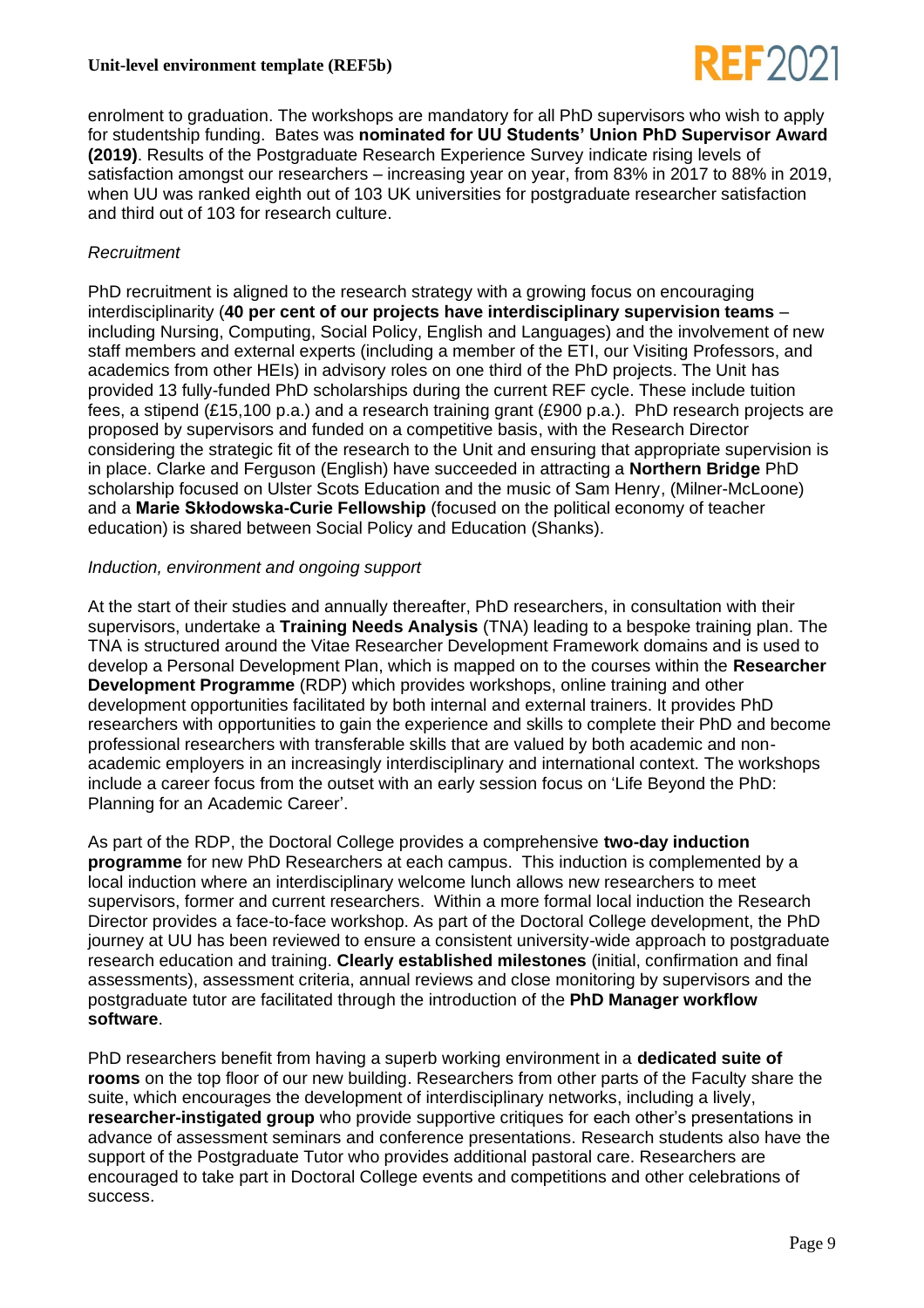enrolment to graduation. The workshops are mandatory for all PhD supervisors who wish to apply for studentship funding. Bates was **nominated for UU Students' Union PhD Supervisor Award (2019)**. Results of the Postgraduate Research Experience Survey indicate rising levels of satisfaction amongst our researchers – increasing year on year, from 83% in 2017 to 88% in 2019, when UU was ranked eighth out of 103 UK universities for postgraduate researcher satisfaction and third out of 103 for research culture.

*Recruitment*

PhD recruitment is aligned to the research strategy with a growing focus on encouraging interdisciplinarity (**40 per cent of our projects have interdisciplinary supervision teams** – including Nursing, Computing, Social Policy, English and Languages) and the involvement of new staff members and external experts (including a member of the ETI, our Visiting Professors, and academics from other HEIs) in advisory roles on one third of the PhD projects. The Unit has provided 13 fully-funded PhD scholarships during the current REF cycle. These include tuition fees, a stipend (£15,100 p.a.) and a research training grant (£900 p.a.). PhD research projects are proposed by supervisors and funded on a competitive basis, with the Research Director considering the strategic fit of the research to the Unit and ensuring that appropriate supervision is in place. Clarke and Ferguson (English) have succeeded in attracting a **Northern Bridge** PhD scholarship focused on Ulster Scots Education and the music of Sam Henry, (Milner-McLoone) and a **Marie Skłodowska-Curie Fellowship** (focused on the political economy of teacher education) is shared between Social Policy and Education (Shanks).

*Induction, environment and ongoing support*

At the start of their studies and annually thereafter, PhD researchers, in consultation with their supervisors, undertake a **Training Needs Analysis** (TNA) leading to a bespoke training plan. The TNA is structured around the Vitae Researcher Development Framework domains and is used to develop a Personal Development Plan, which is mapped on to the courses within the **Researcher Development Programme** (RDP) which provides workshops, online training and other development opportunities facilitated by both internal and external trainers. It provides PhD researchers with opportunities to gain the experience and skills to complete their PhD and become professional researchers with transferable skills that are valued by both academic and non-academic employers in an increasingly interdisciplinary and international context. The workshops include a career focus from the outset with an early session focus on 'Life Beyond the PhD: Planning for an Academic Career'.

As part of the RDP, the Doctoral College provides a comprehensive **two-day induction programme** for new PhD Researchers at each campus. This induction is complemented by a local induction where an interdisciplinary welcome lunch allows new researchers to meet supervisors, former and current researchers. Within a more formal local induction the Research Director provides a face-to-face workshop. As part of the Doctoral College development, the PhD journey at UU has been reviewed to ensure a consistent university-wide approach to postgraduate research education and training. **Clearly established milestones** (initial, confirmation and final assessments), assessment criteria, annual reviews and close monitoring by supervisors and the postgraduate tutor are facilitated through the introduction of the **PhD Manager workflow software**.

PhD researchers benefit from having a superb working environment in a **dedicated suite of rooms** on the top floor of our new building. Researchers from other parts of the Faculty share the suite, which encourages the development of interdisciplinary networks, including a lively, **researcher-instigated group** who provide supportive critiques for each other's presentations in advance of assessment seminars and conference presentations. Research students also have the support of the Postgraduate Tutor who provides additional pastoral care. Researchers are encouraged to take part in Doctoral College events and competitions and other celebrations of success.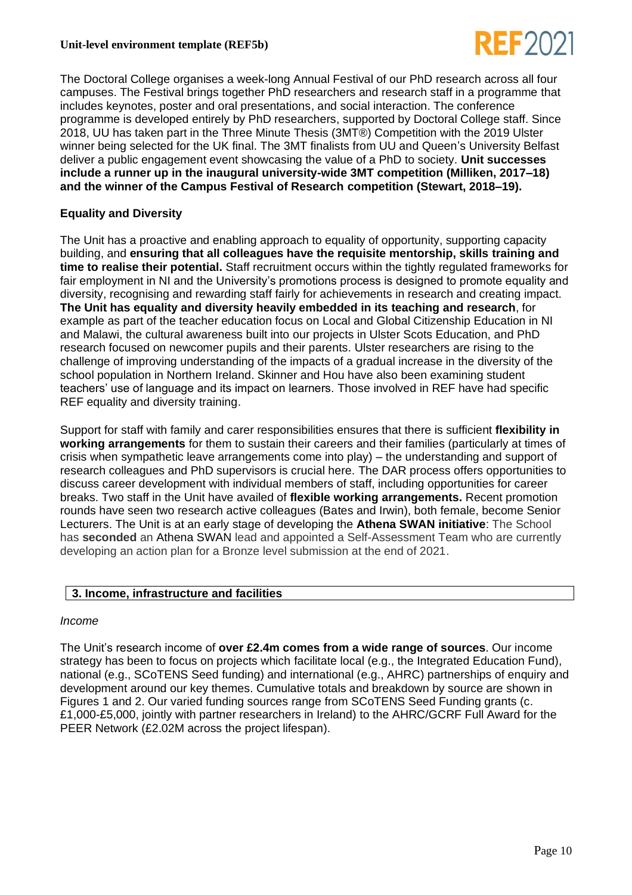The Doctoral College organises a week-long Annual Festival of our PhD research across all four campuses. The Festival brings together PhD researchers and research staff in a programme that includes keynotes, poster and oral presentations, and social interaction. The conference programme is developed entirely by PhD researchers, supported by Doctoral College staff. Since 2018, UU has taken part in the Three Minute Thesis (3MT®) Competition with the 2019 Ulster winner being selected for the UK final. The 3MT finalists from UU and Queen's University Belfast deliver a public engagement event showcasing the value of a PhD to society. **Unit successes include a runner up in the inaugural university-wide 3MT competition (Milliken, 2017–18) and the winner of the Campus Festival of Research competition (Stewart, 2018–19).**

**Equality and Diversity**

The Unit has a proactive and enabling approach to equality of opportunity, supporting capacity building, and **ensuring that all colleagues have the requisite mentorship, skills training and time to realise their potential.** Staff recruitment occurs within the tightly regulated frameworks for fair employment in NI and the University's promotions process is designed to promote equality and diversity, recognising and rewarding staff fairly for achievements in research and creating impact. **The Unit has equality and diversity heavily embedded in its teaching and research**, for example as part of the teacher education focus on Local and Global Citizenship Education in NI and Malawi, the cultural awareness built into our projects in Ulster Scots Education, and PhD research focused on newcomer pupils and their parents. Ulster researchers are rising to the challenge of improving understanding of the impacts of a gradual increase in the diversity of the school population in Northern Ireland. Skinner and Hou have also been examining student teachers' use of language and its impact on learners. Those involved in REF have had specific REF equality and diversity training.

Support for staff with family and carer responsibilities ensures that there is sufficient **flexibility in working arrangements** for them to sustain their careers and their families (particularly at times of crisis when sympathetic leave arrangements come into play) – the understanding and support of research colleagues and PhD supervisors is crucial here. The DAR process offers opportunities to discuss career development with individual members of staff, including opportunities for career breaks. Two staff in the Unit have availed of **flexible working arrangements.** Recent promotion rounds have seen two research active colleagues (Bates and Irwin), both female, become Senior Lecturers. The Unit is at an early stage of developing the **Athena SWAN initiative**: The School has **seconded** an Athena SWAN lead and appointed a Self-Assessment Team who are currently developing an action plan for a Bronze level submission at the end of 2021.

## 3. Income, infrastructure and facilities

*Income*

The Unit's research income of **over £2.4m comes from a wide range of sources**. Our income strategy has been to focus on projects which facilitate local (e.g., the Integrated Education Fund), national (e.g., SCoTENS Seed funding) and international (e.g., AHRC) partnerships of enquiry and development around our key themes. Cumulative totals and breakdown by source are shown in Figures 1 and 2. Our varied funding sources range from SCoTENS Seed Funding grants (c. £1,000-£5,000, jointly with partner researchers in Ireland) to the AHRC/GCRF Full Award for the PEER Network (£2.02M across the project lifespan).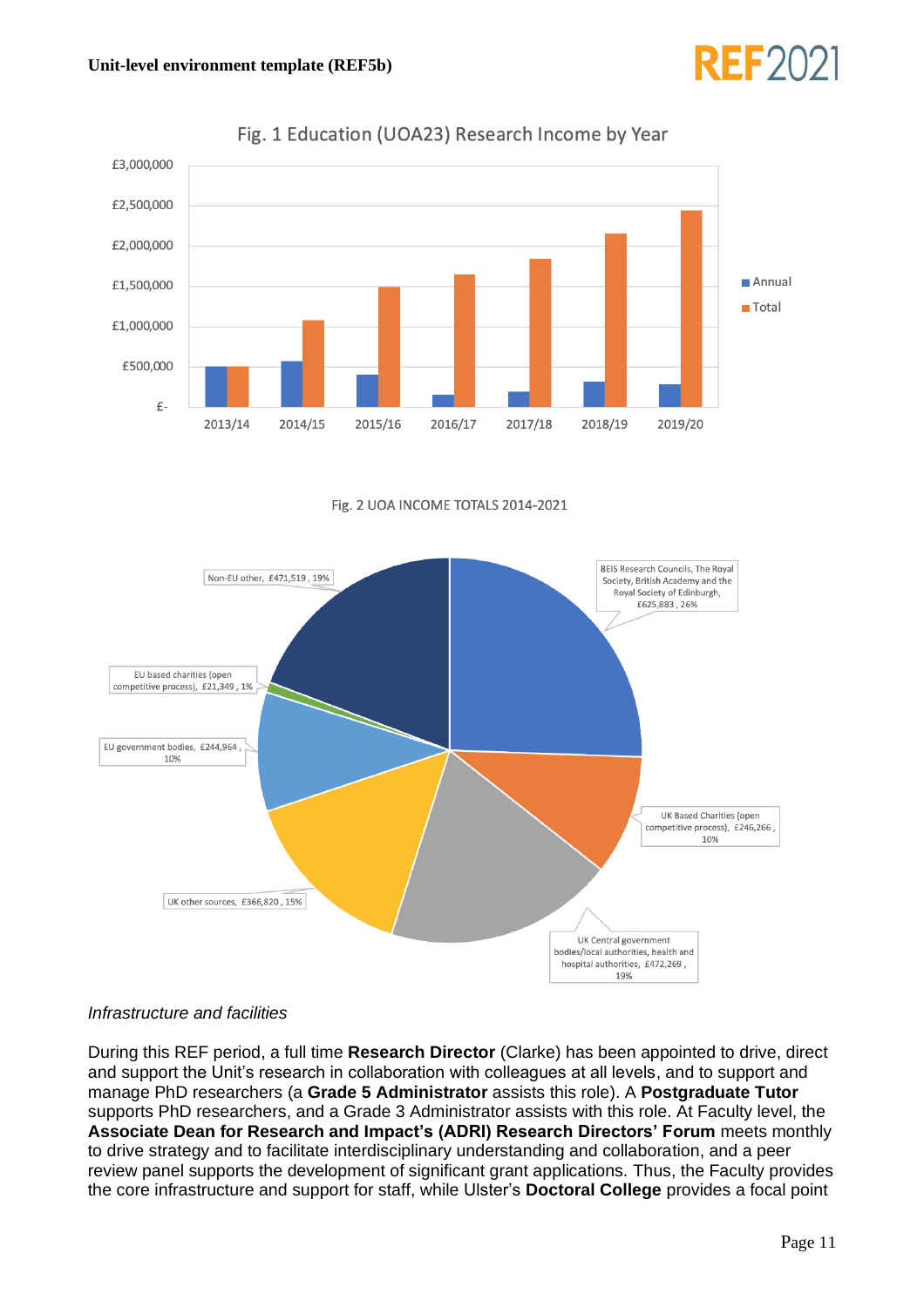Fig. 1 Education (UOA23) Research Income by Year

£3,000,000
£2,500,000
£2,000,000
£1,500,000
£1,000,000
£500,000
£-

2013/14
2014/15
2015/16
2016/17
2017/18
2018/19
2019/20

Annual
Total

Fig. 2 UOA INCOME TOTALS 2014-2021

BEIS Research Councils, The Royal Society, British Academy and the Royal Society of Edinburgh, £625,883 , 26%

UK Based Charities (open competitive process), £246,266 , 10%

UK Central government bodies/local authorities, health and hospital authorities, £472,269 , 19%

UK other sources, £366,820 , 15%

EU government bodies, £244,964 , 10%

EU based charities (open competitive process), £21,349 , 1%

Non-EU other, £471,519 , 19%

*Infrastructure and facilities*

During this REF period, a full time **Research Director** (Clarke) has been appointed to drive, direct and support the Unit's research in collaboration with colleagues at all levels, and to support and manage PhD researchers (a **Grade 5 Administrator** assists this role). A **Postgraduate Tutor** supports PhD researchers, and a Grade 3 Administrator assists with this role. At Faculty level, the **Associate Dean for Research and Impact's (ADRI) Research Directors' Forum** meets monthly to drive strategy and to facilitate interdisciplinary understanding and collaboration, and a peer review panel supports the development of significant grant applications. Thus, the Faculty provides the core infrastructure and support for staff, while Ulster's **Doctoral College** provides a focal point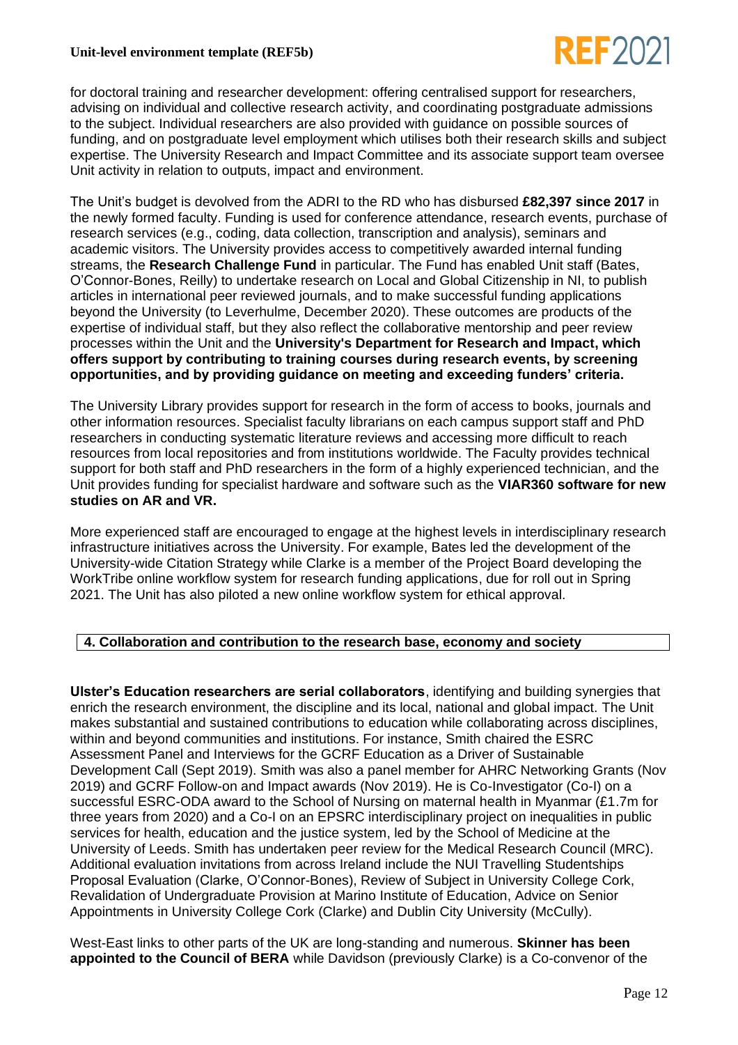for doctoral training and researcher development: offering centralised support for researchers, advising on individual and collective research activity, and coordinating postgraduate admissions to the subject. Individual researchers are also provided with guidance on possible sources of funding, and on postgraduate level employment which utilises both their research skills and subject expertise. The University Research and Impact Committee and its associate support team oversee Unit activity in relation to outputs, impact and environment.

The Unit's budget is devolved from the ADRI to the RD who has disbursed **£82,397 since 2017** in the newly formed faculty. Funding is used for conference attendance, research events, purchase of research services (e.g., coding, data collection, transcription and analysis), seminars and academic visitors. The University provides access to competitively awarded internal funding streams, the **Research Challenge Fund** in particular. The Fund has enabled Unit staff (Bates, O'Connor-Bones, Reilly) to undertake research on Local and Global Citizenship in NI, to publish articles in international peer reviewed journals, and to make successful funding applications beyond the University (to Leverhulme, December 2020). These outcomes are products of the expertise of individual staff, but they also reflect the collaborative mentorship and peer review processes within the Unit and the **University's Department for Research and Impact, which offers support by contributing to training courses during research events, by screening opportunities, and by providing guidance on meeting and exceeding funders' criteria.**

The University Library provides support for research in the form of access to books, journals and other information resources. Specialist faculty librarians on each campus support staff and PhD researchers in conducting systematic literature reviews and accessing more difficult to reach resources from local repositories and from institutions worldwide. The Faculty provides technical support for both staff and PhD researchers in the form of a highly experienced technician, and the Unit provides funding for specialist hardware and software such as the **VIAR360 software for new studies on AR and VR.**

More experienced staff are encouraged to engage at the highest levels in interdisciplinary research infrastructure initiatives across the University. For example, Bates led the development of the University-wide Citation Strategy while Clarke is a member of the Project Board developing the WorkTribe online workflow system for research funding applications, due for roll out in Spring 2021. The Unit has also piloted a new online workflow system for ethical approval.

## 4. Collaboration and contribution to the research base, economy and society

**Ulster's Education researchers are serial collaborators**, identifying and building synergies that enrich the research environment, the discipline and its local, national and global impact. The Unit makes substantial and sustained contributions to education while collaborating across disciplines, within and beyond communities and institutions. For instance, Smith chaired the ESRC Assessment Panel and Interviews for the GCRF Education as a Driver of Sustainable Development Call (Sept 2019). Smith was also a panel member for AHRC Networking Grants (Nov 2019) and GCRF Follow-on and Impact awards (Nov 2019). He is Co-Investigator (Co-I) on a successful ESRC-ODA award to the School of Nursing on maternal health in Myanmar (£1.7m for three years from 2020) and a Co-I on an EPSRC interdisciplinary project on inequalities in public services for health, education and the justice system, led by the School of Medicine at the University of Leeds. Smith has undertaken peer review for the Medical Research Council (MRC). Additional evaluation invitations from across Ireland include the NUI Travelling Studentships Proposal Evaluation (Clarke, O'Connor-Bones), Review of Subject in University College Cork, Revalidation of Undergraduate Provision at Marino Institute of Education, Advice on Senior Appointments in University College Cork (Clarke) and Dublin City University (McCully).

West-East links to other parts of the UK are long-standing and numerous. **Skinner has been appointed to the Council of BERA** while Davidson (previously Clarke) is a Co-convenor of the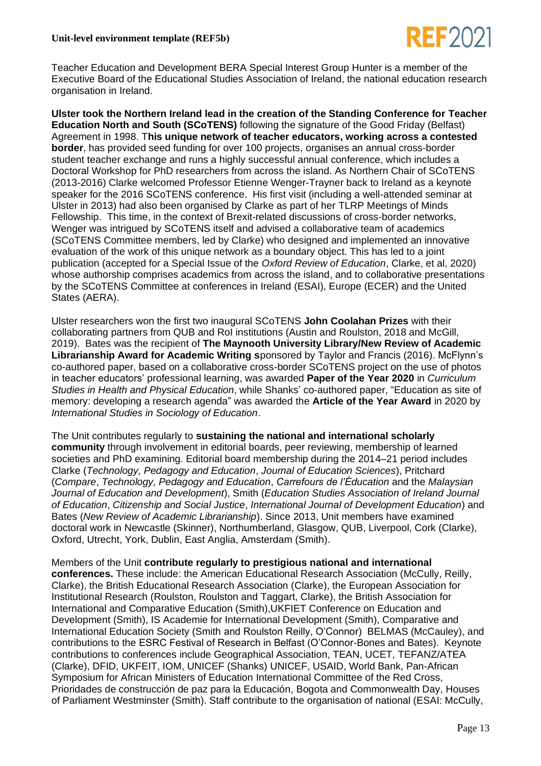Teacher Education and Development BERA Special Interest Group Hunter is a member of the Executive Board of the Educational Studies Association of Ireland, the national education research organisation in Ireland.

**Ulster took the Northern Ireland lead in the creation of the Standing Conference for Teacher Education North and South (SCoTENS)** following the signature of the Good Friday (Belfast) Agreement in 1998. T**his unique network of teacher educators, working across a contested border**, has provided seed funding for over 100 projects, organises an annual cross-border student teacher exchange and runs a highly successful annual conference, which includes a Doctoral Workshop for PhD researchers from across the island. As Northern Chair of SCoTENS (2013-2016) Clarke welcomed Professor Etienne Wenger-Trayner back to Ireland as a keynote speaker for the 2016 SCoTENS conference. His first visit (including a well-attended seminar at Ulster in 2013) had also been organised by Clarke as part of her TLRP Meetings of Minds Fellowship. This time, in the context of Brexit-related discussions of cross-border networks, Wenger was intrigued by SCoTENS itself and advised a collaborative team of academics (SCoTENS Committee members, led by Clarke) who designed and implemented an innovative evaluation of the work of this unique network as a boundary object. This has led to a joint publication (accepted for a Special Issue of the *Oxford Review of Education*, Clarke, et al, 2020) whose authorship comprises academics from across the island, and to collaborative presentations by the SCoTENS Committee at conferences in Ireland (ESAI), Europe (ECER) and the United States (AERA).

Ulster researchers won the first two inaugural SCoTENS **John Coolahan Prizes** with their collaborating partners from QUB and RoI institutions (Austin and Roulston, 2018 and McGill, 2019). Bates was the recipient of **The Maynooth University Library/New Review of Academic Librarianship Award for Academic Writing s**ponsored by Taylor and Francis (2016). McFlynn's co-authored paper, based on a collaborative cross-border SCoTENS project on the use of photos in teacher educators' professional learning, was awarded **Paper of the Year 2020** in *Curriculum Studies in Health and Physical Education*, while Shanks' co-authored paper, "Education as site of memory: developing a research agenda" was awarded the **Article of the Year Award** in 2020 by *International Studies in Sociology of Education*.

The Unit contributes regularly to **sustaining the national and international scholarly community** through involvement in editorial boards, peer reviewing, membership of learned societies and PhD examining. Editorial board membership during the 2014–21 period includes Clarke (*Technology, Pedagogy and Education*, *Journal of Education Sciences*), Pritchard (*Compare*, *Technology, Pedagogy and Education*, *Carrefours de l'Éducation* and the *Malaysian Journal of Education and Development*), Smith (*Education Studies Association of Ireland Journal of Education*, *Citizenship and Social Justice*, *International Journal of Development Education*) and Bates (*New Review of Academic Librarianship*). Since 2013, Unit members have examined doctoral work in Newcastle (Skinner), Northumberland, Glasgow, QUB, Liverpool, Cork (Clarke), Oxford, Utrecht, York, Dublin, East Anglia, Amsterdam (Smith).

Members of the Unit **contribute regularly to prestigious national and international conferences.** These include: the American Educational Research Association (McCully, Reilly, Clarke), the British Educational Research Association (Clarke), the European Association for Institutional Research (Roulston, Roulston and Taggart, Clarke), the British Association for International and Comparative Education (Smith),UKFIET Conference on Education and Development (Smith), IS Academie for International Development (Smith), Comparative and International Education Society (Smith and Roulston Reilly, O'Connor) BELMAS (McCauley), and contributions to the ESRC Festival of Research in Belfast (O'Connor-Bones and Bates). Keynote contributions to conferences include Geographical Association, TEAN, UCET, TEFANZ/ATEA (Clarke), DFID, UKFEIT, IOM, UNICEF (Shanks) UNICEF, USAID, World Bank, Pan-African Symposium for African Ministers of Education International Committee of the Red Cross, Prioridades de construcción de paz para la Educación, Bogota and Commonwealth Day, Houses of Parliament Westminster (Smith). Staff contribute to the organisation of national (ESAI: McCully,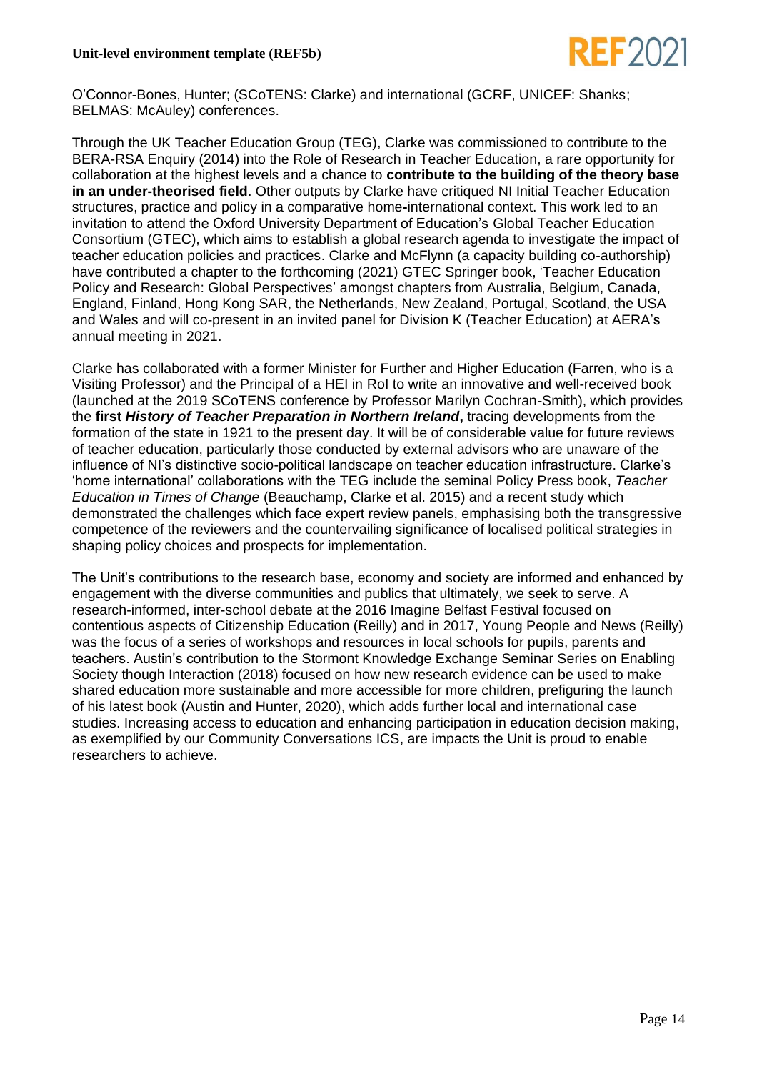O'Connor-Bones, Hunter; (SCoTENS: Clarke) and international (GCRF, UNICEF: Shanks; BELMAS: McAuley) conferences.

Through the UK Teacher Education Group (TEG), Clarke was commissioned to contribute to the BERA-RSA Enquiry (2014) into the Role of Research in Teacher Education, a rare opportunity for collaboration at the highest levels and a chance to **contribute to the building of the theory base in an under-theorised field**. Other outputs by Clarke have critiqued NI Initial Teacher Education structures, practice and policy in a comparative home-international context. This work led to an invitation to attend the Oxford University Department of Education's Global Teacher Education Consortium (GTEC), which aims to establish a global research agenda to investigate the impact of teacher education policies and practices. Clarke and McFlynn (a capacity building co-authorship) have contributed a chapter to the forthcoming (2021) GTEC Springer book, 'Teacher Education Policy and Research: Global Perspectives' amongst chapters from Australia, Belgium, Canada, England, Finland, Hong Kong SAR, the Netherlands, New Zealand, Portugal, Scotland, the USA and Wales and will co-present in an invited panel for Division K (Teacher Education) at AERA's annual meeting in 2021.

Clarke has collaborated with a former Minister for Further and Higher Education (Farren, who is a Visiting Professor) and the Principal of a HEI in RoI to write an innovative and well-received book (launched at the 2019 SCoTENS conference by Professor Marilyn Cochran-Smith), which provides the **first *History of Teacher Preparation in Northern Ireland*,** tracing developments from the formation of the state in 1921 to the present day. It will be of considerable value for future reviews of teacher education, particularly those conducted by external advisors who are unaware of the influence of NI's distinctive socio-political landscape on teacher education infrastructure. Clarke's 'home international' collaborations with the TEG include the seminal Policy Press book, *Teacher Education in Times of Change* (Beauchamp, Clarke et al. 2015) and a recent study which demonstrated the challenges which face expert review panels, emphasising both the transgressive competence of the reviewers and the countervailing significance of localised political strategies in shaping policy choices and prospects for implementation.

The Unit's contributions to the research base, economy and society are informed and enhanced by engagement with the diverse communities and publics that ultimately, we seek to serve. A research-informed, inter-school debate at the 2016 Imagine Belfast Festival focused on contentious aspects of Citizenship Education (Reilly) and in 2017, Young People and News (Reilly) was the focus of a series of workshops and resources in local schools for pupils, parents and teachers. Austin's contribution to the Stormont Knowledge Exchange Seminar Series on Enabling Society though Interaction (2018) focused on how new research evidence can be used to make shared education more sustainable and more accessible for more children, prefiguring the launch of his latest book (Austin and Hunter, 2020), which adds further local and international case studies. Increasing access to education and enhancing participation in education decision making, as exemplified by our Community Conversations ICS, are impacts the Unit is proud to enable researchers to achieve.